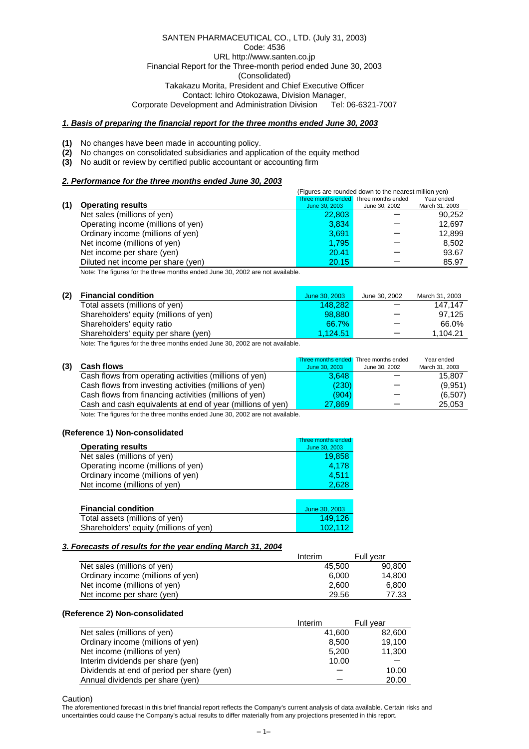SANTEN PHARMACEUTICAL CO., LTD. (July 31, 2003)
Code: 4536
URL http://www.santen.co.jp
Financial Report for the Three-month period ended June 30, 2003
(Consolidated)
Takakazu Morita, President and Chief Executive Officer
Contact: Ichiro Otokozawa, Division Manager,
Corporate Development and Administration Division Tel: 06-6321-7007

## *1. Basis of preparing the financial report for the three months ended June 30, 2003*

**(1)** No changes have been made in accounting policy.
**(2)** No changes on consolidated subsidiaries and application of the equity method
**(3)** No audit or review by certified public accountant or accounting firm

## *2. Performance for the three months ended June 30, 2003*

(Figures are rounded down to the nearest million yen)

| **(1) Operating results** | Three months ended June 30, 2003 | Three months ended June 30, 2002 | Year ended March 31, 2003 |
|---|---|---|---|
| Net sales (millions of yen) | 22,803 | ― | 90,252 |
| Operating income (millions of yen) | 3,834 | ― | 12,697 |
| Ordinary income (millions of yen) | 3,691 | ― | 12,899 |
| Net income (millions of yen) | 1,795 | ― | 8,502 |
| Net income per share (yen) | 20.41 | ― | 93.67 |
| Diluted net income per share (yen) | 20.15 | ― | 85.97 |

Note: The figures for the three months ended June 30, 2002 are not available.

| **(2) Financial condition** | June 30, 2003 | June 30, 2002 | March 31, 2003 |
|---|---|---|---|
| Total assets (millions of yen) | 148,282 | ― | 147,147 |
| Shareholders' equity (millions of yen) | 98,880 | ― | 97,125 |
| Shareholders' equity ratio | 66.7% | ― | 66.0% |
| Shareholders' equity per share (yen) | 1,124.51 | ― | 1,104.21 |

Note: The figures for the three months ended June 30, 2002 are not available.

| **(3) Cash flows** | Three months ended June 30, 2003 | Three months ended June 30, 2002 | Year ended March 31, 2003 |
|---|---|---|---|
| Cash flows from operating activities (millions of yen) | 3,648 | ― | 15,807 |
| Cash flows from investing activities (millions of yen) | (230) | ― | (9,951) |
| Cash flows from financing activities (millions of yen) | (904) | ― | (6,507) |
| Cash and cash equivalents at end of year (millions of yen) | 27,869 | ― | 25,053 |

Note: The figures for the three months ended June 30, 2002 are not available.

### (Reference 1) Non-consolidated

| **Operating results** | Three months ended June 30, 2003 |
|---|---|
| Net sales (millions of yen) | 19,858 |
| Operating income (millions of yen) | 4,178 |
| Ordinary income (millions of yen) | 4,511 |
| Net income (millions of yen) | 2,628 |

| **Financial condition** | June 30, 2003 |
|---|---|
| Total assets (millions of yen) | 149,126 |
| Shareholders' equity (millions of yen) | 102,112 |

## *3. Forecasts of results for the year ending March 31, 2004*

| | Interim | Full year |
|---|---|---|
| Net sales (millions of yen) | 45,500 | 90,800 |
| Ordinary income (millions of yen) | 6,000 | 14,800 |
| Net income (millions of yen) | 2,600 | 6,800 |
| Net income per share (yen) | 29.56 | 77.33 |

### (Reference 2) Non-consolidated

| | Interim | Full year |
|---|---|---|
| Net sales (millions of yen) | 41,600 | 82,600 |
| Ordinary income (millions of yen) | 8,500 | 19,100 |
| Net income (millions of yen) | 5,200 | 11,300 |
| Interim dividends per share (yen) | 10.00 | ― |
| Dividends at end of period per share (yen) | ― | 10.00 |
| Annual dividends per share (yen) | ― | 20.00 |

Caution)
The aforementioned forecast in this brief financial report reflects the Company's current analysis of data available. Certain risks and uncertainties could cause the Company's actual results to differ materially from any projections presented in this report.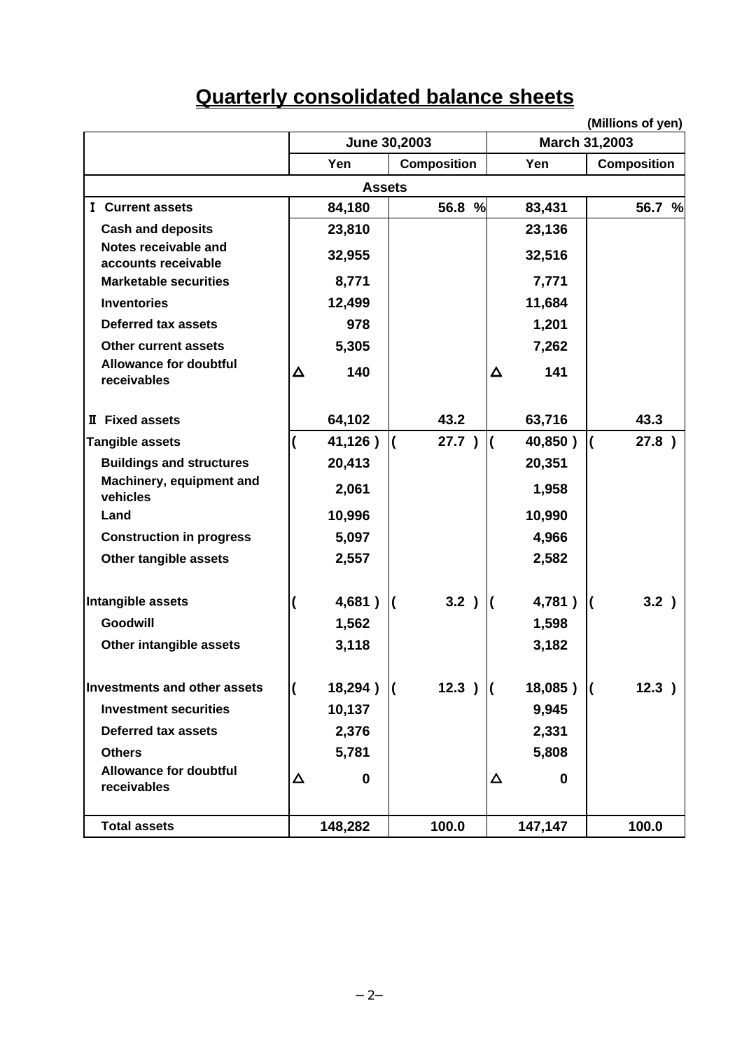# Quarterly consolidated balance sheets

(Millions of yen)

| | June 30,2003 | | March 31,2003 | |
|---|---|---|---|---|
| | Yen | Composition | Yen | Composition |
| **Assets** | | | | |
| Ⅰ Current assets | 84,180 | 56.8 % | 83,431 | 56.7 % |
| Cash and deposits | 23,810 | | 23,136 | |
| Notes receivable and accounts receivable | 32,955 | | 32,516 | |
| Marketable securities | 8,771 | | 7,771 | |
| Inventories | 12,499 | | 11,684 | |
| Deferred tax assets | 978 | | 1,201 | |
| Other current assets | 5,305 | | 7,262 | |
| Allowance for doubtful receivables | △ 140 | | △ 141 | |
| Ⅱ Fixed assets | 64,102 | 43.2 | 63,716 | 43.3 |
| Tangible assets | ( 41,126 ) | ( 27.7 ) | ( 40,850 ) | ( 27.8 ) |
| Buildings and structures | 20,413 | | 20,351 | |
| Machinery, equipment and vehicles | 2,061 | | 1,958 | |
| Land | 10,996 | | 10,990 | |
| Construction in progress | 5,097 | | 4,966 | |
| Other tangible assets | 2,557 | | 2,582 | |
| Intangible assets | ( 4,681 ) | ( 3.2 ) | ( 4,781 ) | ( 3.2 ) |
| Goodwill | 1,562 | | 1,598 | |
| Other intangible assets | 3,118 | | 3,182 | |
| Investments and other assets | ( 18,294 ) | ( 12.3 ) | ( 18,085 ) | ( 12.3 ) |
| Investment securities | 10,137 | | 9,945 | |
| Deferred tax assets | 2,376 | | 2,331 | |
| Others | 5,781 | | 5,808 | |
| Allowance for doubtful receivables | △ 0 | | △ 0 | |
| Total assets | 148,282 | 100.0 | 147,147 | 100.0 |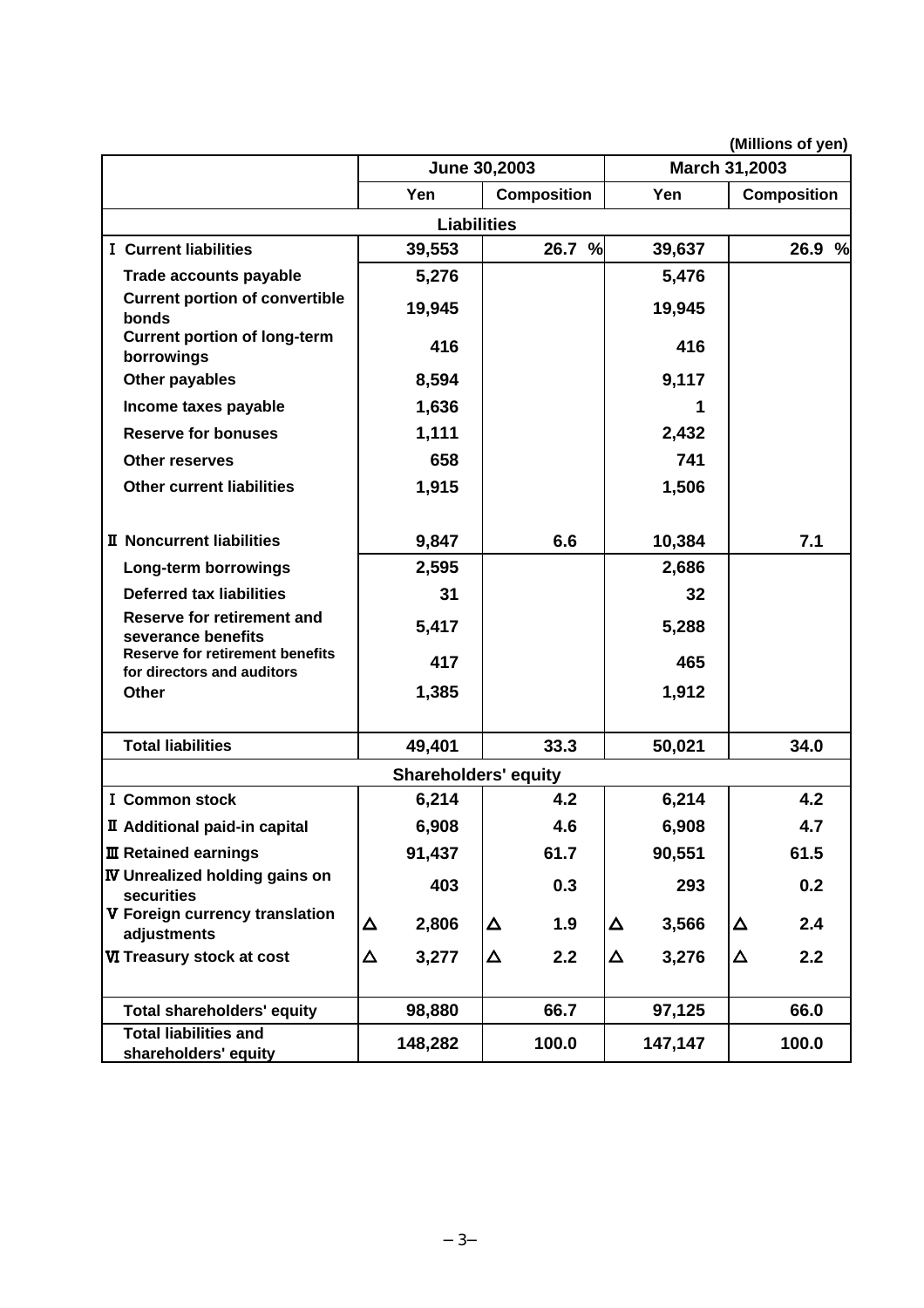(Millions of yen)

| | June 30,2003 | | March 31,2003 | |
|---|---|---|---|---|
| | Yen | Composition | Yen | Composition |
| **Liabilities** | | | | |
| Ⅰ Current liabilities | 39,553 | 26.7 % | 39,637 | 26.9 % |
| Trade accounts payable | 5,276 | | 5,476 | |
| Current portion of convertible bonds | 19,945 | | 19,945 | |
| Current portion of long-term borrowings | 416 | | 416 | |
| Other payables | 8,594 | | 9,117 | |
| Income taxes payable | 1,636 | | 1 | |
| Reserve for bonuses | 1,111 | | 2,432 | |
| Other reserves | 658 | | 741 | |
| Other current liabilities | 1,915 | | 1,506 | |
| Ⅱ Noncurrent liabilities | 9,847 | 6.6 | 10,384 | 7.1 |
| Long-term borrowings | 2,595 | | 2,686 | |
| Deferred tax liabilities | 31 | | 32 | |
| Reserve for retirement and severance benefits | 5,417 | | 5,288 | |
| Reserve for retirement benefits for directors and auditors | 417 | | 465 | |
| Other | 1,385 | | 1,912 | |
| Total liabilities | 49,401 | 33.3 | 50,021 | 34.0 |
| **Shareholders' equity** | | | | |
| Ⅰ Common stock | 6,214 | 4.2 | 6,214 | 4.2 |
| Ⅱ Additional paid-in capital | 6,908 | 4.6 | 6,908 | 4.7 |
| Ⅲ Retained earnings | 91,437 | 61.7 | 90,551 | 61.5 |
| Ⅳ Unrealized holding gains on securities | 403 | 0.3 | 293 | 0.2 |
| Ⅴ Foreign currency translation adjustments | △ 2,806 | △ 1.9 | △ 3,566 | △ 2.4 |
| Ⅵ Treasury stock at cost | △ 3,277 | △ 2.2 | △ 3,276 | △ 2.2 |
| Total shareholders' equity | 98,880 | 66.7 | 97,125 | 66.0 |
| Total liabilities and shareholders' equity | 148,282 | 100.0 | 147,147 | 100.0 |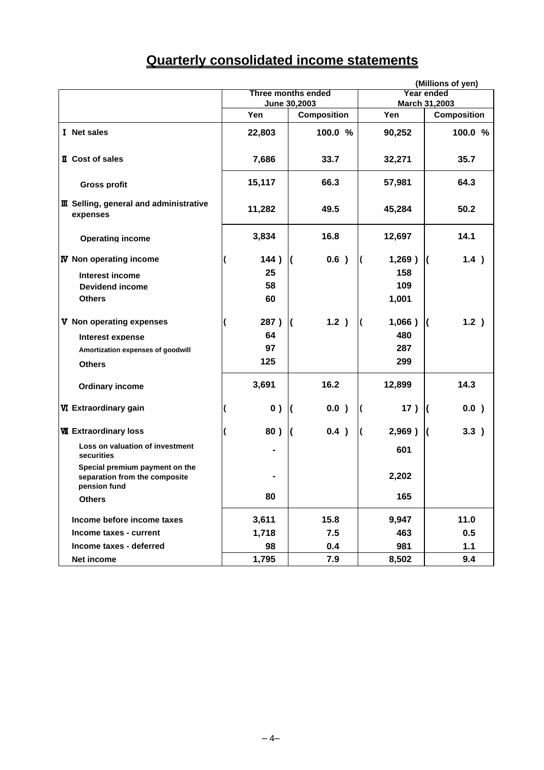# Quarterly consolidated income statements

(Millions of yen)

| | Three months ended June 30,2003 | | Year ended March 31,2003 | |
|---|---|---|---|---|
| | Yen | Composition | Yen | Composition |
| Ⅰ Net sales | 22,803 | 100.0 % | 90,252 | 100.0 % |
| Ⅱ Cost of sales | 7,686 | 33.7 | 32,271 | 35.7 |
| Gross profit | 15,117 | 66.3 | 57,981 | 64.3 |
| Ⅲ Selling, general and administrative expenses | 11,282 | 49.5 | 45,284 | 50.2 |
| Operating income | 3,834 | 16.8 | 12,697 | 14.1 |
| Ⅳ Non operating income | ( 144 ) | ( 0.6 ) | ( 1,269 ) | ( 1.4 ) |
| Interest income | 25 | | 158 | |
| Devidend income | 58 | | 109 | |
| Others | 60 | | 1,001 | |
| Ⅴ Non operating expenses | ( 287 ) | ( 1.2 ) | ( 1,066 ) | ( 1.2 ) |
| Interest expense | 64 | | 480 | |
| Amortization expenses of goodwill | 97 | | 287 | |
| Others | 125 | | 299 | |
| Ordinary income | 3,691 | 16.2 | 12,899 | 14.3 |
| Ⅵ Extraordinary gain | ( 0 ) | ( 0.0 ) | ( 17 ) | ( 0.0 ) |
| Ⅶ Extraordinary loss | ( 80 ) | ( 0.4 ) | ( 2,969 ) | ( 3.3 ) |
| Loss on valuation of investment securities | - | | 601 | |
| Special premium payment on the separation from the composite pension fund | - | | 2,202 | |
| Others | 80 | | 165 | |
| Income before income taxes | 3,611 | 15.8 | 9,947 | 11.0 |
| Income taxes - current | 1,718 | 7.5 | 463 | 0.5 |
| Income taxes - deferred | 98 | 0.4 | 981 | 1.1 |
| Net income | 1,795 | 7.9 | 8,502 | 9.4 |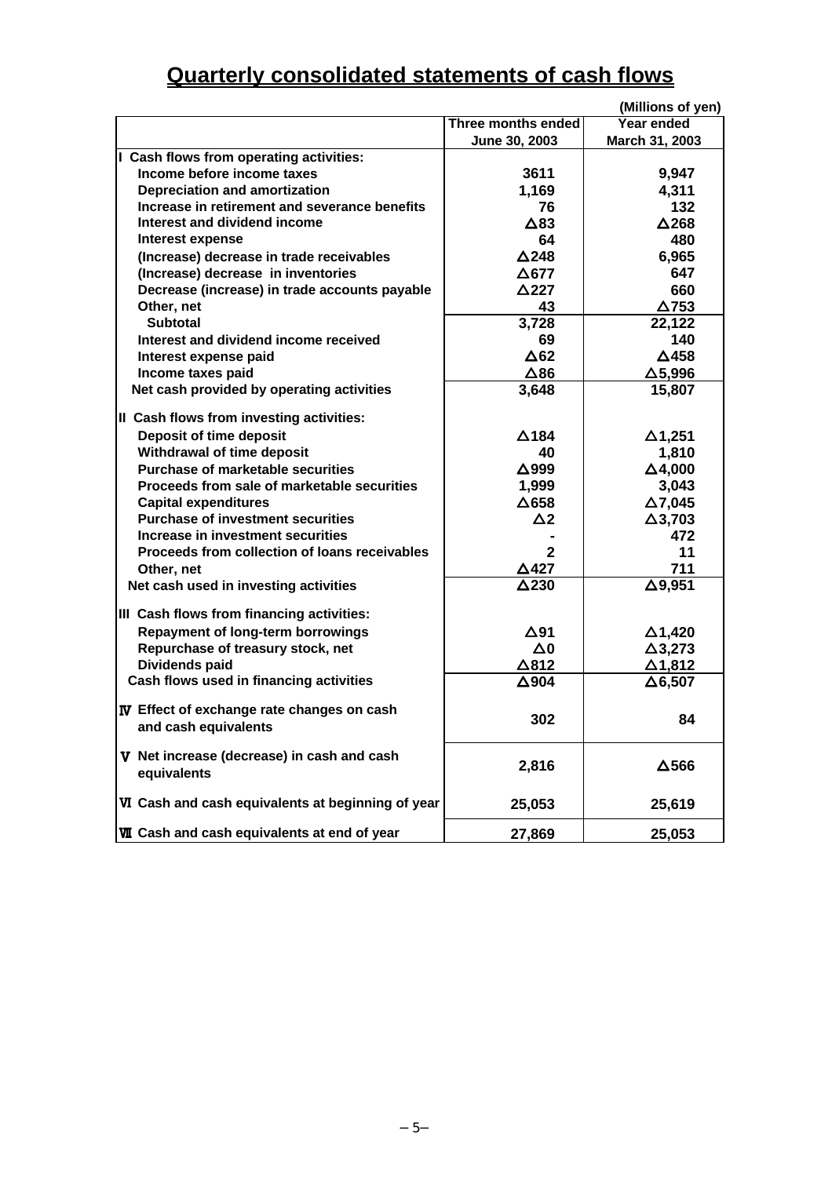# Quarterly consolidated statements of cash flows

(Millions of yen)

| | Three months ended June 30, 2003 | Year ended March 31, 2003 |
|---|---|---|
| **Ⅰ Cash flows from operating activities:** | | |
| Income before income taxes | 3611 | 9,947 |
| Depreciation and amortization | 1,169 | 4,311 |
| Increase in retirement and severance benefits | 76 | 132 |
| Interest and dividend income | △83 | △268 |
| Interest expense | 64 | 480 |
| (Increase) decrease in trade receivables | △248 | 6,965 |
| (Increase) decrease in inventories | △677 | 647 |
| Decrease (increase) in trade accounts payable | △227 | 660 |
| Other, net | 43 | △753 |
| Subtotal | 3,728 | 22,122 |
| Interest and dividend income received | 69 | 140 |
| Interest expense paid | △62 | △458 |
| Income taxes paid | △86 | △5,996 |
| Net cash provided by operating activities | 3,648 | 15,807 |
| **Ⅱ Cash flows from investing activities:** | | |
| Deposit of time deposit | △184 | △1,251 |
| Withdrawal of time deposit | 40 | 1,810 |
| Purchase of marketable securities | △999 | △4,000 |
| Proceeds from sale of marketable securities | 1,999 | 3,043 |
| Capital expenditures | △658 | △7,045 |
| Purchase of investment securities | △2 | △3,703 |
| Increase in investment securities | - | 472 |
| Proceeds from collection of loans receivables | 2 | 11 |
| Other, net | △427 | 711 |
| Net cash used in investing activities | △230 | △9,951 |
| **Ⅲ Cash flows from financing activities:** | | |
| Repayment of long-term borrowings | △91 | △1,420 |
| Repurchase of treasury stock, net | △0 | △3,273 |
| Dividends paid | △812 | △1,812 |
| Cash flows used in financing activities | △904 | △6,507 |
| **Ⅳ Effect of exchange rate changes on cash and cash equivalents** | 302 | 84 |
| **Ⅴ Net increase (decrease) in cash and cash equivalents** | 2,816 | △566 |
| **Ⅵ Cash and cash equivalents at beginning of year** | 25,053 | 25,619 |
| **Ⅶ Cash and cash equivalents at end of year** | 27,869 | 25,053 |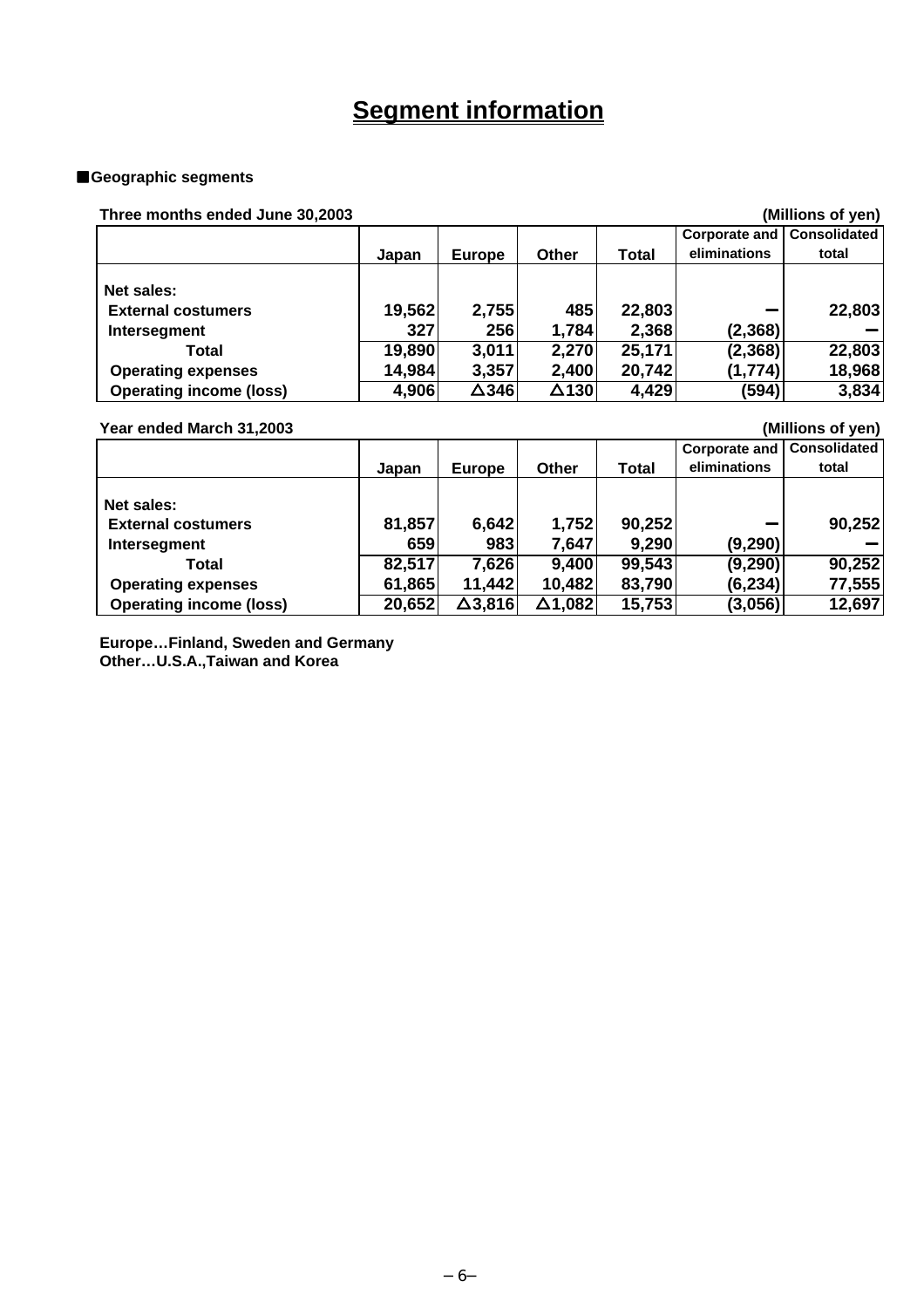# Segment information

■**Geographic segments**

**Three months ended June 30,2003** (Millions of yen)

| | Japan | Europe | Other | Total | Corporate and eliminations | Consolidated total |
|---|---|---|---|---|---|---|
| **Net sales:** | | | | | | |
| External costumers | 19,562 | 2,755 | 485 | 22,803 | ー | 22,803 |
| Intersegment | 327 | 256 | 1,784 | 2,368 | (2,368) | ー |
| Total | 19,890 | 3,011 | 2,270 | 25,171 | (2,368) | 22,803 |
| Operating expenses | 14,984 | 3,357 | 2,400 | 20,742 | (1,774) | 18,968 |
| Operating income (loss) | 4,906 | △346 | △130 | 4,429 | (594) | 3,834 |

**Year ended March 31,2003** (Millions of yen)

| | Japan | Europe | Other | Total | Corporate and eliminations | Consolidated total |
|---|---|---|---|---|---|---|
| **Net sales:** | | | | | | |
| External costumers | 81,857 | 6,642 | 1,752 | 90,252 | ー | 90,252 |
| Intersegment | 659 | 983 | 7,647 | 9,290 | (9,290) | ー |
| Total | 82,517 | 7,626 | 9,400 | 99,543 | (9,290) | 90,252 |
| Operating expenses | 61,865 | 11,442 | 10,482 | 83,790 | (6,234) | 77,555 |
| Operating income (loss) | 20,652 | △3,816 | △1,082 | 15,753 | (3,056) | 12,697 |

Europe…Finland, Sweden and Germany
Other…U.S.A.,Taiwan and Korea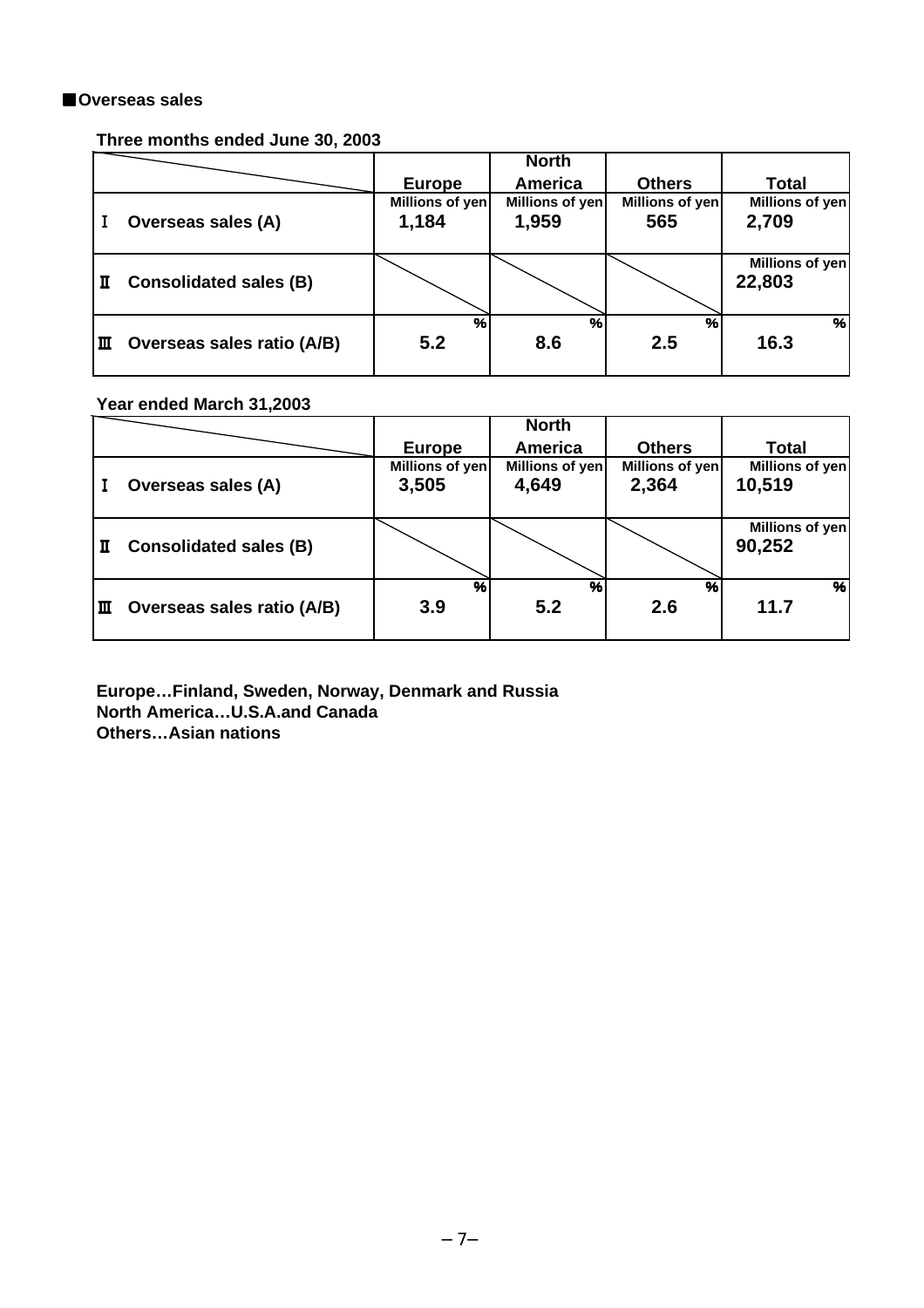## ■Overseas sales

**Three months ended June 30, 2003**

| | Europe | North America | Others | Total |
|---|---|---|---|---|
| | Millions of yen | Millions of yen | Millions of yen | Millions of yen |
| Ⅰ Overseas sales (A) | 1,184 | 1,959 | 565 | 2,709 |
| | | | | Millions of yen |
| Ⅱ Consolidated sales (B) | | | | 22,803 |
| | % | % | % | % |
| Ⅲ Overseas sales ratio (A/B) | 5.2 | 8.6 | 2.5 | 16.3 |

**Year ended March 31,2003**

| | Europe | North America | Others | Total |
|---|---|---|---|---|
| | Millions of yen | Millions of yen | Millions of yen | Millions of yen |
| Ⅰ Overseas sales (A) | 3,505 | 4,649 | 2,364 | 10,519 |
| | | | | Millions of yen |
| Ⅱ Consolidated sales (B) | | | | 90,252 |
| | % | % | % | % |
| Ⅲ Overseas sales ratio (A/B) | 3.9 | 5.2 | 2.6 | 11.7 |

**Europe…Finland, Sweden, Norway, Denmark and Russia**
**North America…U.S.A.and Canada**
**Others…Asian nations**